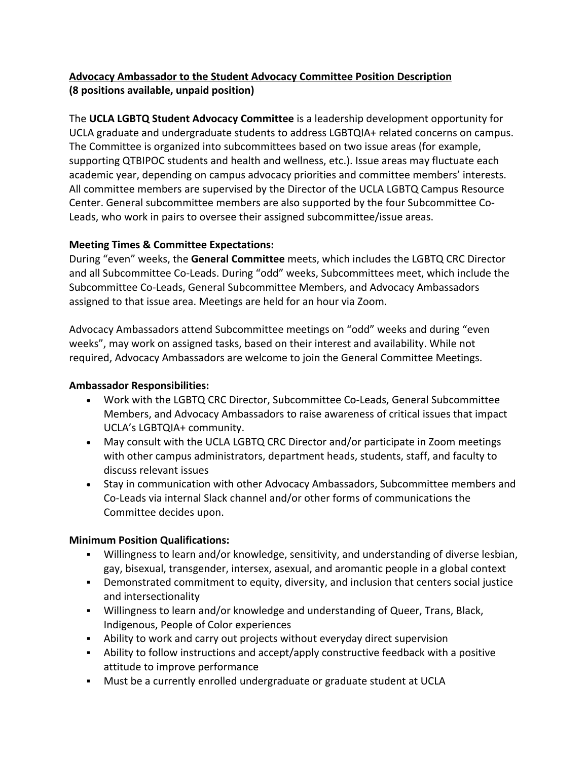**<u>Advocacy Ambassador to the Student Advocacy Committee Position Description</u>**
**(8 positions available, unpaid position)**

The **UCLA LGBTQ Student Advocacy Committee** is a leadership development opportunity for UCLA graduate and undergraduate students to address LGBTQIA+ related concerns on campus. The Committee is organized into subcommittees based on two issue areas (for example, supporting QTBIPOC students and health and wellness, etc.). Issue areas may fluctuate each academic year, depending on campus advocacy priorities and committee members' interests. All committee members are supervised by the Director of the UCLA LGBTQ Campus Resource Center. General subcommittee members are also supported by the four Subcommittee Co-Leads, who work in pairs to oversee their assigned subcommittee/issue areas.

**Meeting Times & Committee Expectations:**

During "even" weeks, the **General Committee** meets, which includes the LGBTQ CRC Director and all Subcommittee Co-Leads. During "odd" weeks, Subcommittees meet, which include the Subcommittee Co-Leads, General Subcommittee Members, and Advocacy Ambassadors assigned to that issue area. Meetings are held for an hour via Zoom.

Advocacy Ambassadors attend Subcommittee meetings on "odd" weeks and during "even weeks", may work on assigned tasks, based on their interest and availability. While not required, Advocacy Ambassadors are welcome to join the General Committee Meetings.

**Ambassador Responsibilities:**

- Work with the LGBTQ CRC Director, Subcommittee Co-Leads, General Subcommittee Members, and Advocacy Ambassadors to raise awareness of critical issues that impact UCLA's LGBTQIA+ community.
- May consult with the UCLA LGBTQ CRC Director and/or participate in Zoom meetings with other campus administrators, department heads, students, staff, and faculty to discuss relevant issues
- Stay in communication with other Advocacy Ambassadors, Subcommittee members and Co-Leads via internal Slack channel and/or other forms of communications the Committee decides upon.

**Minimum Position Qualifications:**

- Willingness to learn and/or knowledge, sensitivity, and understanding of diverse lesbian, gay, bisexual, transgender, intersex, asexual, and aromantic people in a global context
- Demonstrated commitment to equity, diversity, and inclusion that centers social justice and intersectionality
- Willingness to learn and/or knowledge and understanding of Queer, Trans, Black, Indigenous, People of Color experiences
- Ability to work and carry out projects without everyday direct supervision
- Ability to follow instructions and accept/apply constructive feedback with a positive attitude to improve performance
- Must be a currently enrolled undergraduate or graduate student at UCLA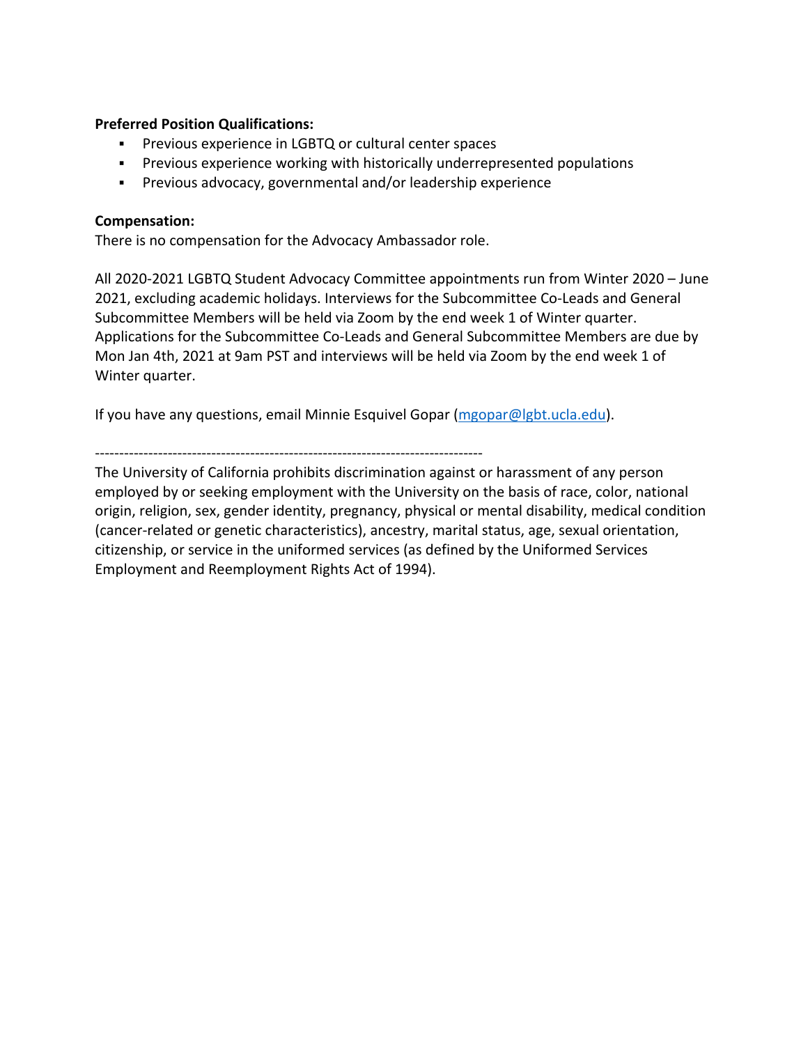**Preferred Position Qualifications:**

- Previous experience in LGBTQ or cultural center spaces
- Previous experience working with historically underrepresented populations
- Previous advocacy, governmental and/or leadership experience

**Compensation:**
There is no compensation for the Advocacy Ambassador role.

All 2020-2021 LGBTQ Student Advocacy Committee appointments run from Winter 2020 – June 2021, excluding academic holidays. Interviews for the Subcommittee Co-Leads and General Subcommittee Members will be held via Zoom by the end week 1 of Winter quarter. Applications for the Subcommittee Co-Leads and General Subcommittee Members are due by Mon Jan 4th, 2021 at 9am PST and interviews will be held via Zoom by the end week 1 of Winter quarter.

If you have any questions, email Minnie Esquivel Gopar (mgopar@lgbt.ucla.edu).

--------------------------------------------------------------------------------

The University of California prohibits discrimination against or harassment of any person employed by or seeking employment with the University on the basis of race, color, national origin, religion, sex, gender identity, pregnancy, physical or mental disability, medical condition (cancer-related or genetic characteristics), ancestry, marital status, age, sexual orientation, citizenship, or service in the uniformed services (as defined by the Uniformed Services Employment and Reemployment Rights Act of 1994).